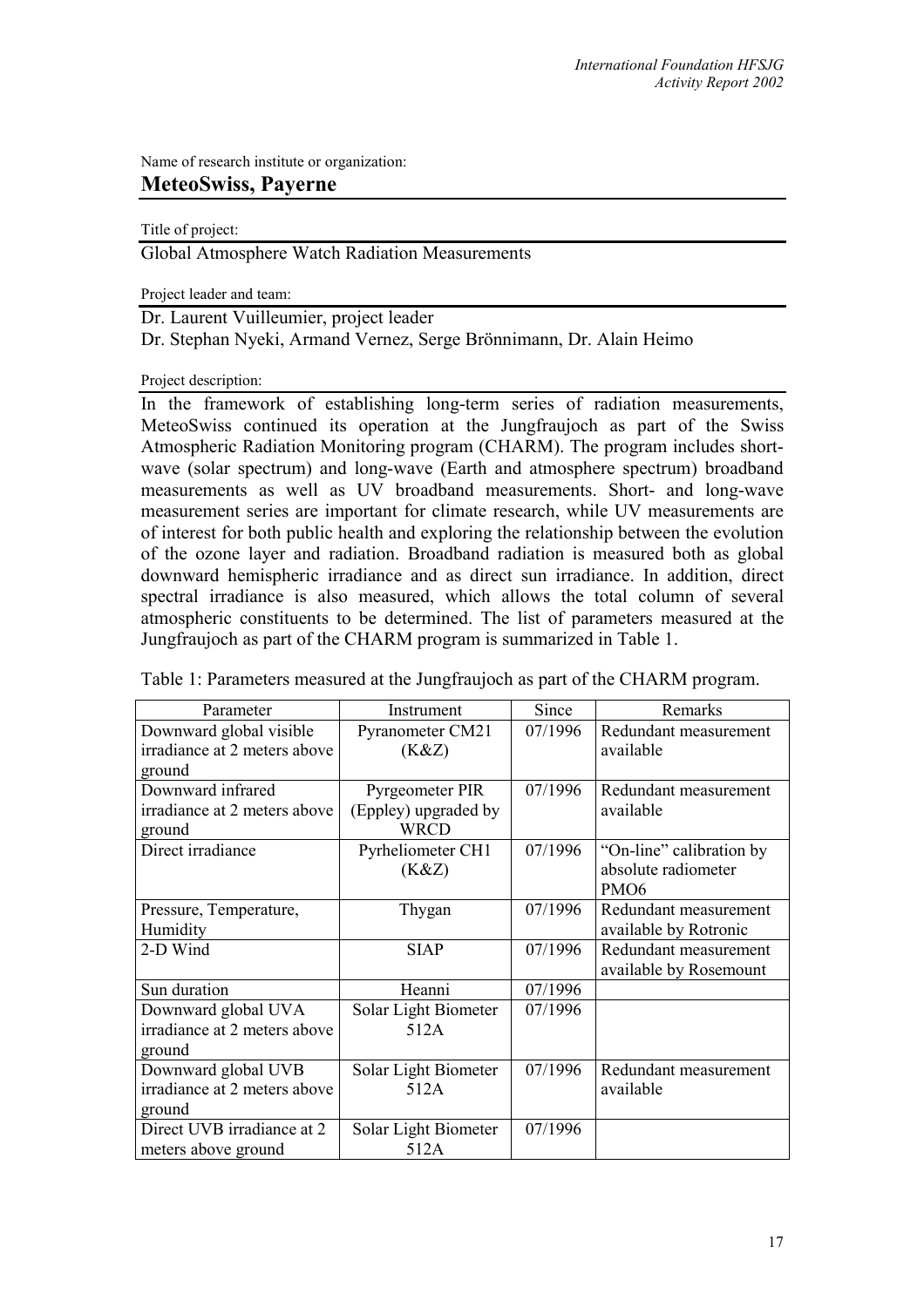Name of research institute or organization:

## MeteoSwiss, Payerne

Title of project:

Global Atmosphere Watch Radiation Measurements

Project leader and team:

Dr. Laurent Vuilleumier, project leader

Dr. Stephan Nyeki, Armand Vernez, Serge Brönnimann, Dr. Alain Heimo

Project description:

In the framework of establishing long-term series of radiation measurements, MeteoSwiss continued its operation at the Jungfraujoch as part of the Swiss Atmospheric Radiation Monitoring program (CHARM). The program includes short-wave (solar spectrum) and long-wave (Earth and atmosphere spectrum) broadband measurements as well as UV broadband measurements. Short- and long-wave measurement series are important for climate research, while UV measurements are of interest for both public health and exploring the relationship between the evolution of the ozone layer and radiation. Broadband radiation is measured both as global downward hemispheric irradiance and as direct sun irradiance. In addition, direct spectral irradiance is also measured, which allows the total column of several atmospheric constituents to be determined. The list of parameters measured at the Jungfraujoch as part of the CHARM program is summarized in Table 1.

Table 1: Parameters measured at the Jungfraujoch as part of the CHARM program.

| Parameter | Instrument | Since | Remarks |
|---|---|---|---|
| Downward global visible irradiance at 2 meters above ground | Pyranometer CM21 (K&Z) | 07/1996 | Redundant measurement available |
| Downward infrared irradiance at 2 meters above ground | Pyrgeometer PIR (Eppley) upgraded by WRCD | 07/1996 | Redundant measurement available |
| Direct irradiance | Pyrheliometer CH1 (K&Z) | 07/1996 | "On-line" calibration by absolute radiometer PMO6 |
| Pressure, Temperature, Humidity | Thygan | 07/1996 | Redundant measurement available by Rotronic |
| 2-D Wind | SIAP | 07/1996 | Redundant measurement available by Rosemount |
| Sun duration | Heanni | 07/1996 | |
| Downward global UVA irradiance at 2 meters above ground | Solar Light Biometer 512A | 07/1996 | |
| Downward global UVB irradiance at 2 meters above ground | Solar Light Biometer 512A | 07/1996 | Redundant measurement available |
| Direct UVB irradiance at 2 meters above ground | Solar Light Biometer 512A | 07/1996 | |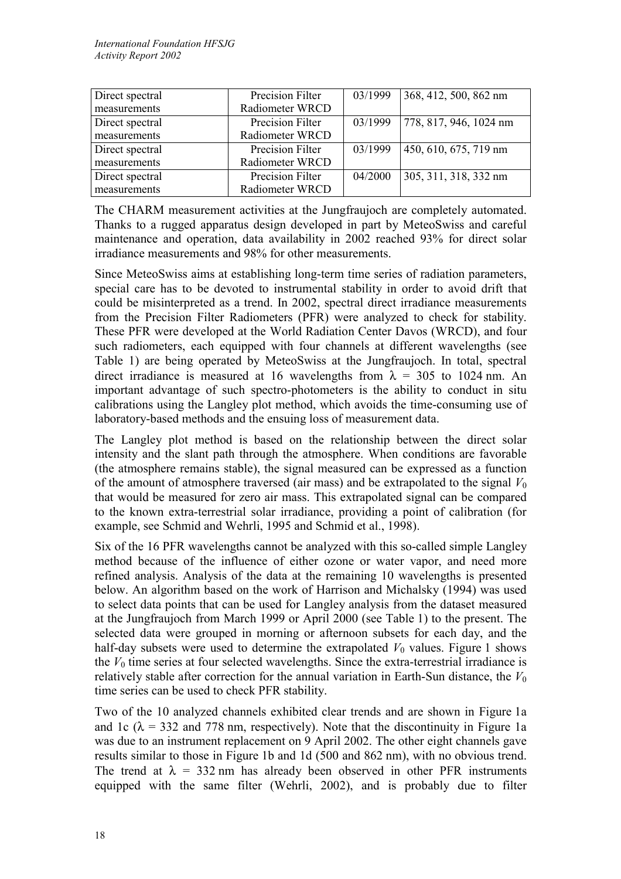| Direct spectral measurements | Precision Filter Radiometer WRCD | 03/1999 | 368, 412, 500, 862 nm |
|---|---|---|---|
| Direct spectral measurements | Precision Filter Radiometer WRCD | 03/1999 | 778, 817, 946, 1024 nm |
| Direct spectral measurements | Precision Filter Radiometer WRCD | 03/1999 | 450, 610, 675, 719 nm |
| Direct spectral measurements | Precision Filter Radiometer WRCD | 04/2000 | 305, 311, 318, 332 nm |

The CHARM measurement activities at the Jungfraujoch are completely automated. Thanks to a rugged apparatus design developed in part by MeteoSwiss and careful maintenance and operation, data availability in 2002 reached 93% for direct solar irradiance measurements and 98% for other measurements.

Since MeteoSwiss aims at establishing long-term time series of radiation parameters, special care has to be devoted to instrumental stability in order to avoid drift that could be misinterpreted as a trend. In 2002, spectral direct irradiance measurements from the Precision Filter Radiometers (PFR) were analyzed to check for stability. These PFR were developed at the World Radiation Center Davos (WRCD), and four such radiometers, each equipped with four channels at different wavelengths (see Table 1) are being operated by MeteoSwiss at the Jungfraujoch. In total, spectral direct irradiance is measured at 16 wavelengths from $\lambda$ = 305 to 1024 nm. An important advantage of such spectro-photometers is the ability to conduct in situ calibrations using the Langley plot method, which avoids the time-consuming use of laboratory-based methods and the ensuing loss of measurement data.

The Langley plot method is based on the relationship between the direct solar intensity and the slant path through the atmosphere. When conditions are favorable (the atmosphere remains stable), the signal measured can be expressed as a function of the amount of atmosphere traversed (air mass) and be extrapolated to the signal $V_0$ that would be measured for zero air mass. This extrapolated signal can be compared to the known extra-terrestrial solar irradiance, providing a point of calibration (for example, see Schmid and Wehrli, 1995 and Schmid et al., 1998).

Six of the 16 PFR wavelengths cannot be analyzed with this so-called simple Langley method because of the influence of either ozone or water vapor, and need more refined analysis. Analysis of the data at the remaining 10 wavelengths is presented below. An algorithm based on the work of Harrison and Michalsky (1994) was used to select data points that can be used for Langley analysis from the dataset measured at the Jungfraujoch from March 1999 or April 2000 (see Table 1) to the present. The selected data were grouped in morning or afternoon subsets for each day, and the half-day subsets were used to determine the extrapolated $V_0$ values. Figure 1 shows the $V_0$ time series at four selected wavelengths. Since the extra-terrestrial irradiance is relatively stable after correction for the annual variation in Earth-Sun distance, the $V_0$ time series can be used to check PFR stability.

Two of the 10 analyzed channels exhibited clear trends and are shown in Figure 1a and 1c ($\lambda$ = 332 and 778 nm, respectively). Note that the discontinuity in Figure 1a was due to an instrument replacement on 9 April 2002. The other eight channels gave results similar to those in Figure 1b and 1d (500 and 862 nm), with no obvious trend. The trend at $\lambda$ = 332 nm has already been observed in other PFR instruments equipped with the same filter (Wehrli, 2002), and is probably due to filter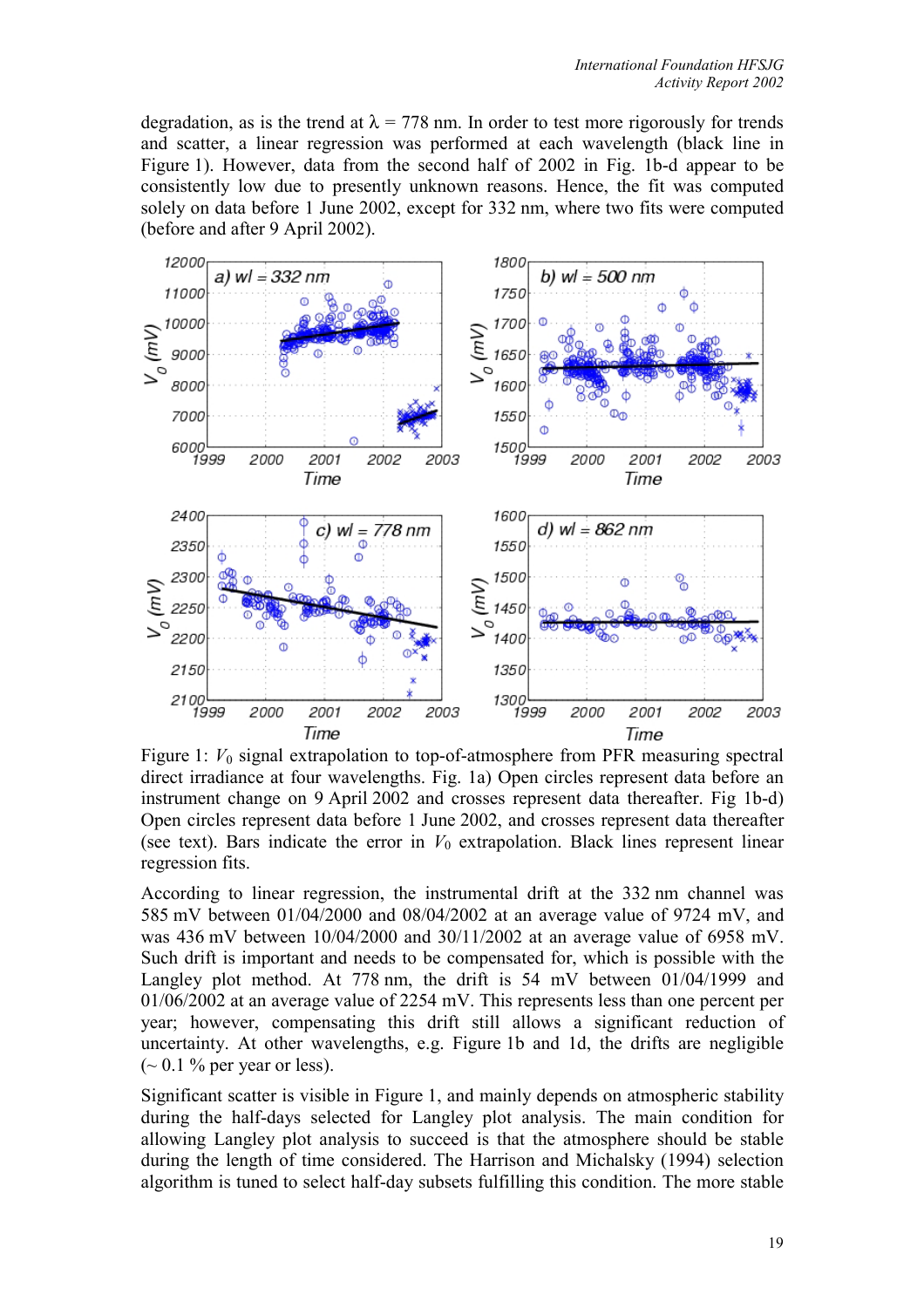degradation, as is the trend at $\lambda$ = 778 nm. In order to test more rigorously for trends and scatter, a linear regression was performed at each wavelength (black line in Figure 1). However, data from the second half of 2002 in Fig. 1b-d appear to be consistently low due to presently unknown reasons. Hence, the fit was computed solely on data before 1 June 2002, except for 332 nm, where two fits were computed (before and after 9 April 2002).

Figure 1: $V_0$ signal extrapolation to top-of-atmosphere from PFR measuring spectral direct irradiance at four wavelengths. Fig. 1a) Open circles represent data before an instrument change on 9 April 2002 and crosses represent data thereafter. Fig 1b-d) Open circles represent data before 1 June 2002, and crosses represent data thereafter (see text). Bars indicate the error in $V_0$ extrapolation. Black lines represent linear regression fits.

According to linear regression, the instrumental drift at the 332 nm channel was 585 mV between 01/04/2000 and 08/04/2002 at an average value of 9724 mV, and was 436 mV between 10/04/2000 and 30/11/2002 at an average value of 6958 mV. Such drift is important and needs to be compensated for, which is possible with the Langley plot method. At 778 nm, the drift is 54 mV between 01/04/1999 and 01/06/2002 at an average value of 2254 mV. This represents less than one percent per year; however, compensating this drift still allows a significant reduction of uncertainty. At other wavelengths, e.g. Figure 1b and 1d, the drifts are negligible (~ 0.1 % per year or less).

Significant scatter is visible in Figure 1, and mainly depends on atmospheric stability during the half-days selected for Langley plot analysis. The main condition for allowing Langley plot analysis to succeed is that the atmosphere should be stable during the length of time considered. The Harrison and Michalsky (1994) selection algorithm is tuned to select half-day subsets fulfilling this condition. The more stable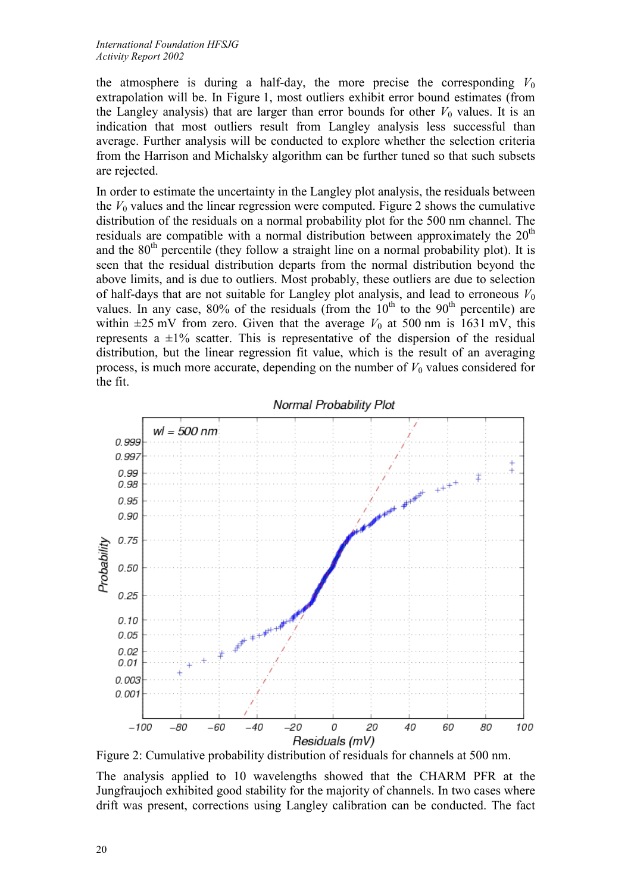the atmosphere is during a half-day, the more precise the corresponding $V_0$ extrapolation will be. In Figure 1, most outliers exhibit error bound estimates (from the Langley analysis) that are larger than error bounds for other $V_0$ values. It is an indication that most outliers result from Langley analysis less successful than average. Further analysis will be conducted to explore whether the selection criteria from the Harrison and Michalsky algorithm can be further tuned so that such subsets are rejected.

In order to estimate the uncertainty in the Langley plot analysis, the residuals between the $V_0$ values and the linear regression were computed. Figure 2 shows the cumulative distribution of the residuals on a normal probability plot for the 500 nm channel. The residuals are compatible with a normal distribution between approximately the 20$^{th}$ and the 80$^{th}$ percentile (they follow a straight line on a normal probability plot). It is seen that the residual distribution departs from the normal distribution beyond the above limits, and is due to outliers. Most probably, these outliers are due to selection of half-days that are not suitable for Langley plot analysis, and lead to erroneous $V_0$ values. In any case, 80% of the residuals (from the 10$^{th}$ to the 90$^{th}$ percentile) are within ±25 mV from zero. Given that the average $V_0$ at 500 nm is 1631 mV, this represents a ±1% scatter. This is representative of the dispersion of the residual distribution, but the linear regression fit value, which is the result of an averaging process, is much more accurate, depending on the number of $V_0$ values considered for the fit.

Figure 2: Cumulative probability distribution of residuals for channels at 500 nm.

The analysis applied to 10 wavelengths showed that the CHARM PFR at the Jungfraujoch exhibited good stability for the majority of channels. In two cases where drift was present, corrections using Langley calibration can be conducted. The fact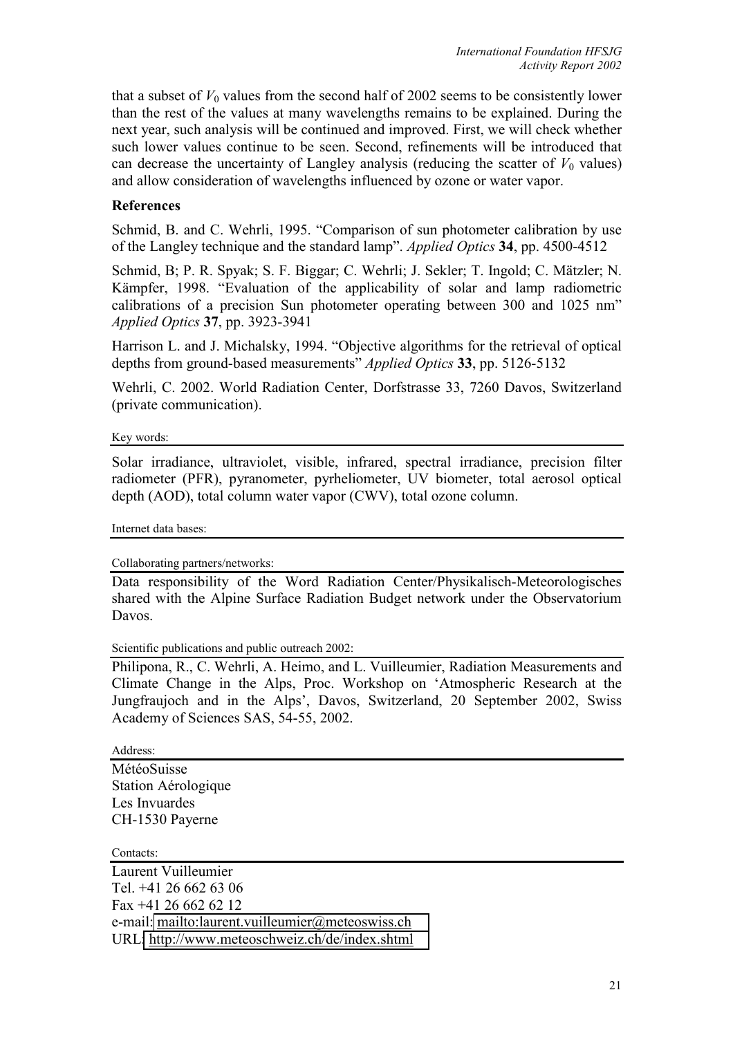that a subset of $V_0$ values from the second half of 2002 seems to be consistently lower than the rest of the values at many wavelengths remains to be explained. During the next year, such analysis will be continued and improved. First, we will check whether such lower values continue to be seen. Second, refinements will be introduced that can decrease the uncertainty of Langley analysis (reducing the scatter of $V_0$ values) and allow consideration of wavelengths influenced by ozone or water vapor.

### References

Schmid, B. and C. Wehrli, 1995. "Comparison of sun photometer calibration by use of the Langley technique and the standard lamp". *Applied Optics* **34**, pp. 4500-4512

Schmid, B; P. R. Spyak; S. F. Biggar; C. Wehrli; J. Sekler; T. Ingold; C. Mätzler; N. Kämpfer, 1998. "Evaluation of the applicability of solar and lamp radiometric calibrations of a precision Sun photometer operating between 300 and 1025 nm" *Applied Optics* **37**, pp. 3923-3941

Harrison L. and J. Michalsky, 1994. "Objective algorithms for the retrieval of optical depths from ground-based measurements" *Applied Optics* **33**, pp. 5126-5132

Wehrli, C. 2002. World Radiation Center, Dorfstrasse 33, 7260 Davos, Switzerland (private communication).

Key words:

Solar irradiance, ultraviolet, visible, infrared, spectral irradiance, precision filter radiometer (PFR), pyranometer, pyrheliometer, UV biometer, total aerosol optical depth (AOD), total column water vapor (CWV), total ozone column.

Internet data bases:

Collaborating partners/networks:

Data responsibility of the Word Radiation Center/Physikalisch-Meteorologisches shared with the Alpine Surface Radiation Budget network under the Observatorium Davos.

Scientific publications and public outreach 2002:

Philipona, R., C. Wehrli, A. Heimo, and L. Vuilleumier, Radiation Measurements and Climate Change in the Alps, Proc. Workshop on 'Atmospheric Research at the Jungfraujoch and in the Alps', Davos, Switzerland, 20 September 2002, Swiss Academy of Sciences SAS, 54-55, 2002.

Address:

MétéoSuisse
Station Aérologique
Les Invuardes
CH-1530 Payerne

Contacts:

Laurent Vuilleumier
Tel. +41 26 662 63 06
Fax +41 26 662 62 12
e-mail: mailto:laurent.vuilleumier@meteoswiss.ch
URL: http://www.meteoschweiz.ch/de/index.shtml